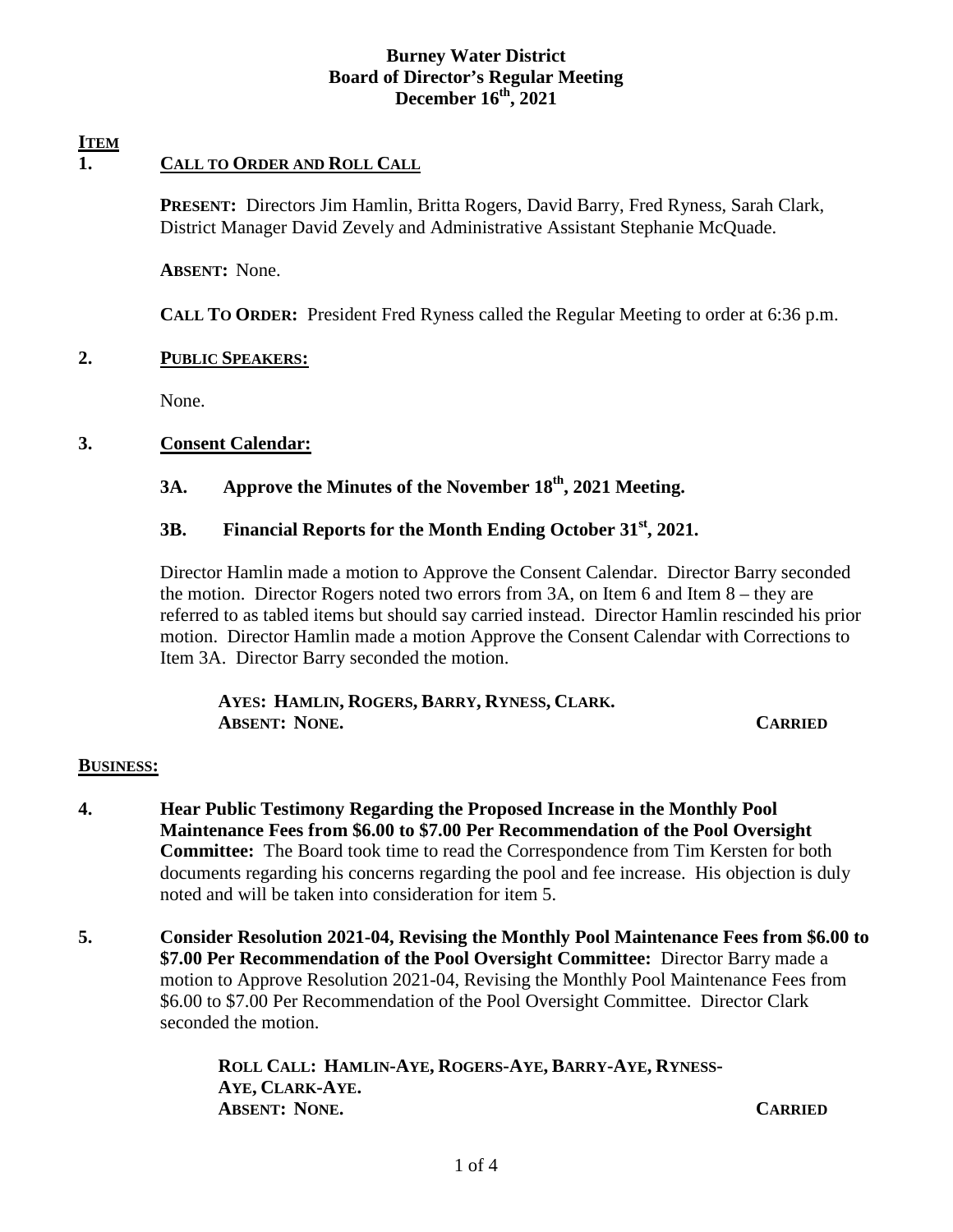# Burney Water District
## Board of Director's Regular Meeting
### December 16th, 2021

**ITEM**

**1. CALL TO ORDER AND ROLL CALL**

**PRESENT:** Directors Jim Hamlin, Britta Rogers, David Barry, Fred Ryness, Sarah Clark, District Manager David Zevely and Administrative Assistant Stephanie McQuade.

**ABSENT:** None.

**CALL TO ORDER:** President Fred Ryness called the Regular Meeting to order at 6:36 p.m.

**2. PUBLIC SPEAKERS:**

None.

**3. Consent Calendar:**

**3A. Approve the Minutes of the November 18th, 2021 Meeting.**

**3B. Financial Reports for the Month Ending October 31st, 2021.**

Director Hamlin made a motion to Approve the Consent Calendar. Director Barry seconded the motion. Director Rogers noted two errors from 3A, on Item 6 and Item 8 – they are referred to as tabled items but should say carried instead. Director Hamlin rescinded his prior motion. Director Hamlin made a motion Approve the Consent Calendar with Corrections to Item 3A. Director Barry seconded the motion.

**AYES: HAMLIN, ROGERS, BARRY, RYNESS, CLARK.**
**ABSENT: NONE.** **CARRIED**

**BUSINESS:**

**4. Hear Public Testimony Regarding the Proposed Increase in the Monthly Pool Maintenance Fees from $6.00 to $7.00 Per Recommendation of the Pool Oversight Committee:** The Board took time to read the Correspondence from Tim Kersten for both documents regarding his concerns regarding the pool and fee increase. His objection is duly noted and will be taken into consideration for item 5.

**5. Consider Resolution 2021-04, Revising the Monthly Pool Maintenance Fees from $6.00 to $7.00 Per Recommendation of the Pool Oversight Committee:** Director Barry made a motion to Approve Resolution 2021-04, Revising the Monthly Pool Maintenance Fees from $6.00 to $7.00 Per Recommendation of the Pool Oversight Committee. Director Clark seconded the motion.

**ROLL CALL: HAMLIN-AYE, ROGERS-AYE, BARRY-AYE, RYNESS-AYE, CLARK-AYE.**
**ABSENT: NONE.** **CARRIED**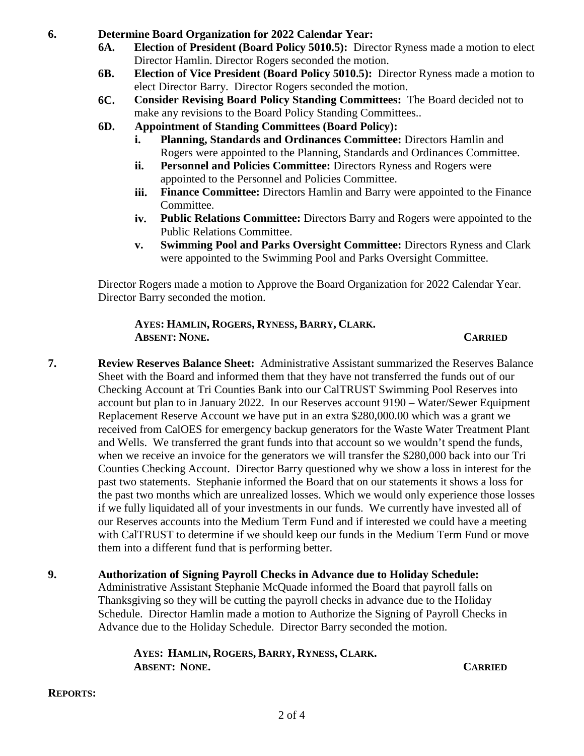**6. Determine Board Organization for 2022 Calendar Year:**

**6A. Election of President (Board Policy 5010.5):** Director Ryness made a motion to elect Director Hamlin. Director Rogers seconded the motion.

**6B. Election of Vice President (Board Policy 5010.5):** Director Ryness made a motion to elect Director Barry. Director Rogers seconded the motion.

**6C. Consider Revising Board Policy Standing Committees:** The Board decided not to make any revisions to the Board Policy Standing Committees..

**6D. Appointment of Standing Committees (Board Policy):**

- **i. Planning, Standards and Ordinances Committee:** Directors Hamlin and Rogers were appointed to the Planning, Standards and Ordinances Committee.
- **ii. Personnel and Policies Committee:** Directors Ryness and Rogers were appointed to the Personnel and Policies Committee.
- **iii. Finance Committee:** Directors Hamlin and Barry were appointed to the Finance Committee.
- **iv. Public Relations Committee:** Directors Barry and Rogers were appointed to the Public Relations Committee.
- **v. Swimming Pool and Parks Oversight Committee:** Directors Ryness and Clark were appointed to the Swimming Pool and Parks Oversight Committee.

Director Rogers made a motion to Approve the Board Organization for 2022 Calendar Year. Director Barry seconded the motion.

**AYES: HAMLIN, ROGERS, RYNESS, BARRY, CLARK.**
**ABSENT: NONE.** **CARRIED**

**7. Review Reserves Balance Sheet:** Administrative Assistant summarized the Reserves Balance Sheet with the Board and informed them that they have not transferred the funds out of our Checking Account at Tri Counties Bank into our CalTRUST Swimming Pool Reserves into account but plan to in January 2022. In our Reserves account 9190 – Water/Sewer Equipment Replacement Reserve Account we have put in an extra $280,000.00 which was a grant we received from CalOES for emergency backup generators for the Waste Water Treatment Plant and Wells. We transferred the grant funds into that account so we wouldn't spend the funds, when we receive an invoice for the generators we will transfer the $280,000 back into our Tri Counties Checking Account. Director Barry questioned why we show a loss in interest for the past two statements. Stephanie informed the Board that on our statements it shows a loss for the past two months which are unrealized losses. Which we would only experience those losses if we fully liquidated all of your investments in our funds. We currently have invested all of our Reserves accounts into the Medium Term Fund and if interested we could have a meeting with CalTRUST to determine if we should keep our funds in the Medium Term Fund or move them into a different fund that is performing better.

**9. Authorization of Signing Payroll Checks in Advance due to Holiday Schedule:** Administrative Assistant Stephanie McQuade informed the Board that payroll falls on Thanksgiving so they will be cutting the payroll checks in advance due to the Holiday Schedule. Director Hamlin made a motion to Authorize the Signing of Payroll Checks in Advance due to the Holiday Schedule. Director Barry seconded the motion.

**AYES: HAMLIN, ROGERS, BARRY, RYNESS, CLARK.**
**ABSENT: NONE.** **CARRIED**

**REPORTS:**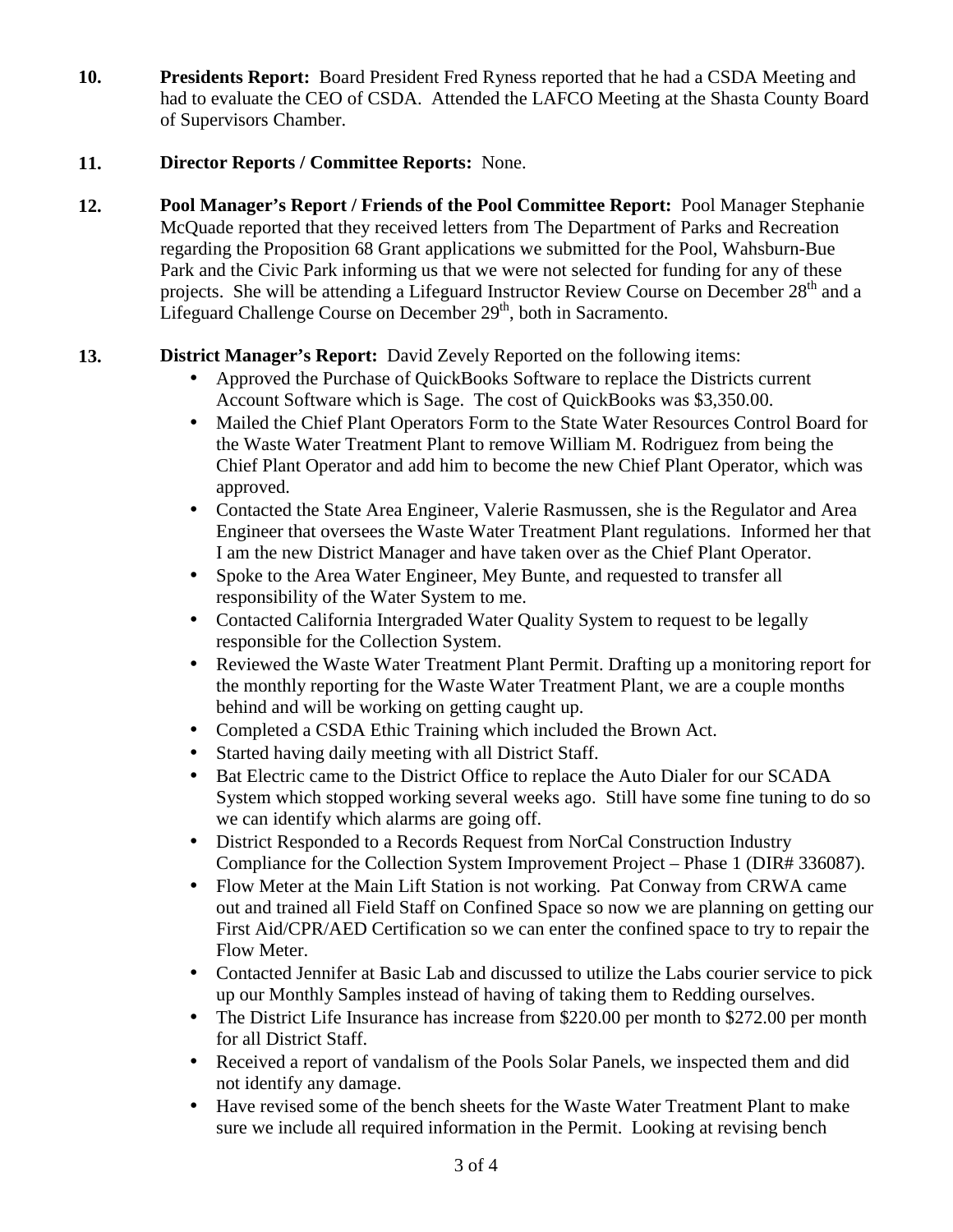**10. Presidents Report:** Board President Fred Ryness reported that he had a CSDA Meeting and had to evaluate the CEO of CSDA. Attended the LAFCO Meeting at the Shasta County Board of Supervisors Chamber.

**11. Director Reports / Committee Reports:** None.

**12. Pool Manager's Report / Friends of the Pool Committee Report:** Pool Manager Stephanie McQuade reported that they received letters from The Department of Parks and Recreation regarding the Proposition 68 Grant applications we submitted for the Pool, Wahsburn-Bue Park and the Civic Park informing us that we were not selected for funding for any of these projects. She will be attending a Lifeguard Instructor Review Course on December 28th and a Lifeguard Challenge Course on December 29th, both in Sacramento.

**13. District Manager's Report:** David Zevely Reported on the following items:

- Approved the Purchase of QuickBooks Software to replace the Districts current Account Software which is Sage. The cost of QuickBooks was $3,350.00.
- Mailed the Chief Plant Operators Form to the State Water Resources Control Board for the Waste Water Treatment Plant to remove William M. Rodriguez from being the Chief Plant Operator and add him to become the new Chief Plant Operator, which was approved.
- Contacted the State Area Engineer, Valerie Rasmussen, she is the Regulator and Area Engineer that oversees the Waste Water Treatment Plant regulations. Informed her that I am the new District Manager and have taken over as the Chief Plant Operator.
- Spoke to the Area Water Engineer, Mey Bunte, and requested to transfer all responsibility of the Water System to me.
- Contacted California Intergraded Water Quality System to request to be legally responsible for the Collection System.
- Reviewed the Waste Water Treatment Plant Permit. Drafting up a monitoring report for the monthly reporting for the Waste Water Treatment Plant, we are a couple months behind and will be working on getting caught up.
- Completed a CSDA Ethic Training which included the Brown Act.
- Started having daily meeting with all District Staff.
- Bat Electric came to the District Office to replace the Auto Dialer for our SCADA System which stopped working several weeks ago. Still have some fine tuning to do so we can identify which alarms are going off.
- District Responded to a Records Request from NorCal Construction Industry Compliance for the Collection System Improvement Project – Phase 1 (DIR# 336087).
- Flow Meter at the Main Lift Station is not working. Pat Conway from CRWA came out and trained all Field Staff on Confined Space so now we are planning on getting our First Aid/CPR/AED Certification so we can enter the confined space to try to repair the Flow Meter.
- Contacted Jennifer at Basic Lab and discussed to utilize the Labs courier service to pick up our Monthly Samples instead of having of taking them to Redding ourselves.
- The District Life Insurance has increase from $220.00 per month to $272.00 per month for all District Staff.
- Received a report of vandalism of the Pools Solar Panels, we inspected them and did not identify any damage.
- Have revised some of the bench sheets for the Waste Water Treatment Plant to make sure we include all required information in the Permit. Looking at revising bench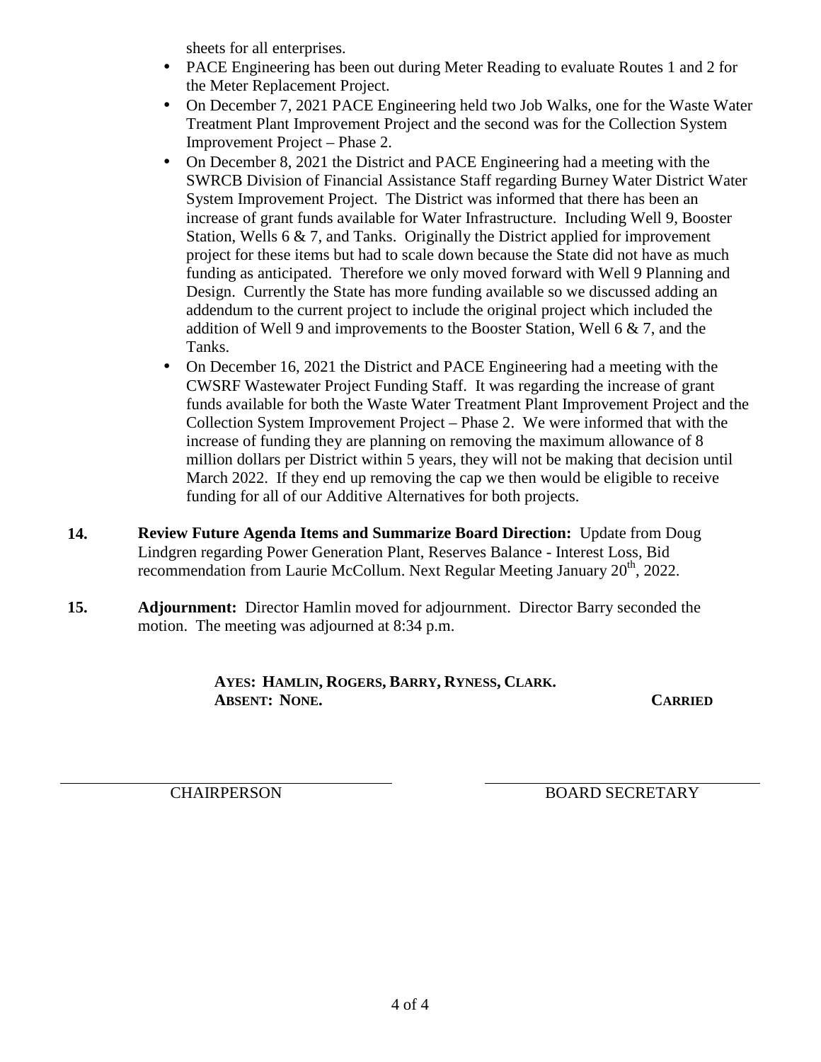sheets for all enterprises.

- PACE Engineering has been out during Meter Reading to evaluate Routes 1 and 2 for the Meter Replacement Project.
- On December 7, 2021 PACE Engineering held two Job Walks, one for the Waste Water Treatment Plant Improvement Project and the second was for the Collection System Improvement Project – Phase 2.
- On December 8, 2021 the District and PACE Engineering had a meeting with the SWRCB Division of Financial Assistance Staff regarding Burney Water District Water System Improvement Project. The District was informed that there has been an increase of grant funds available for Water Infrastructure. Including Well 9, Booster Station, Wells 6 & 7, and Tanks. Originally the District applied for improvement project for these items but had to scale down because the State did not have as much funding as anticipated. Therefore we only moved forward with Well 9 Planning and Design. Currently the State has more funding available so we discussed adding an addendum to the current project to include the original project which included the addition of Well 9 and improvements to the Booster Station, Well 6 & 7, and the Tanks.
- On December 16, 2021 the District and PACE Engineering had a meeting with the CWSRF Wastewater Project Funding Staff. It was regarding the increase of grant funds available for both the Waste Water Treatment Plant Improvement Project and the Collection System Improvement Project – Phase 2. We were informed that with the increase of funding they are planning on removing the maximum allowance of 8 million dollars per District within 5 years, they will not be making that decision until March 2022. If they end up removing the cap we then would be eligible to receive funding for all of our Additive Alternatives for both projects.

**14. Review Future Agenda Items and Summarize Board Direction:** Update from Doug Lindgren regarding Power Generation Plant, Reserves Balance - Interest Loss, Bid recommendation from Laurie McCollum. Next Regular Meeting January 20th, 2022.

**15. Adjournment:** Director Hamlin moved for adjournment. Director Barry seconded the motion. The meeting was adjourned at 8:34 p.m.

**AYES: HAMLIN, ROGERS, BARRY, RYNESS, CLARK.**
**ABSENT: NONE.** **CARRIED**

CHAIRPERSON BOARD SECRETARY